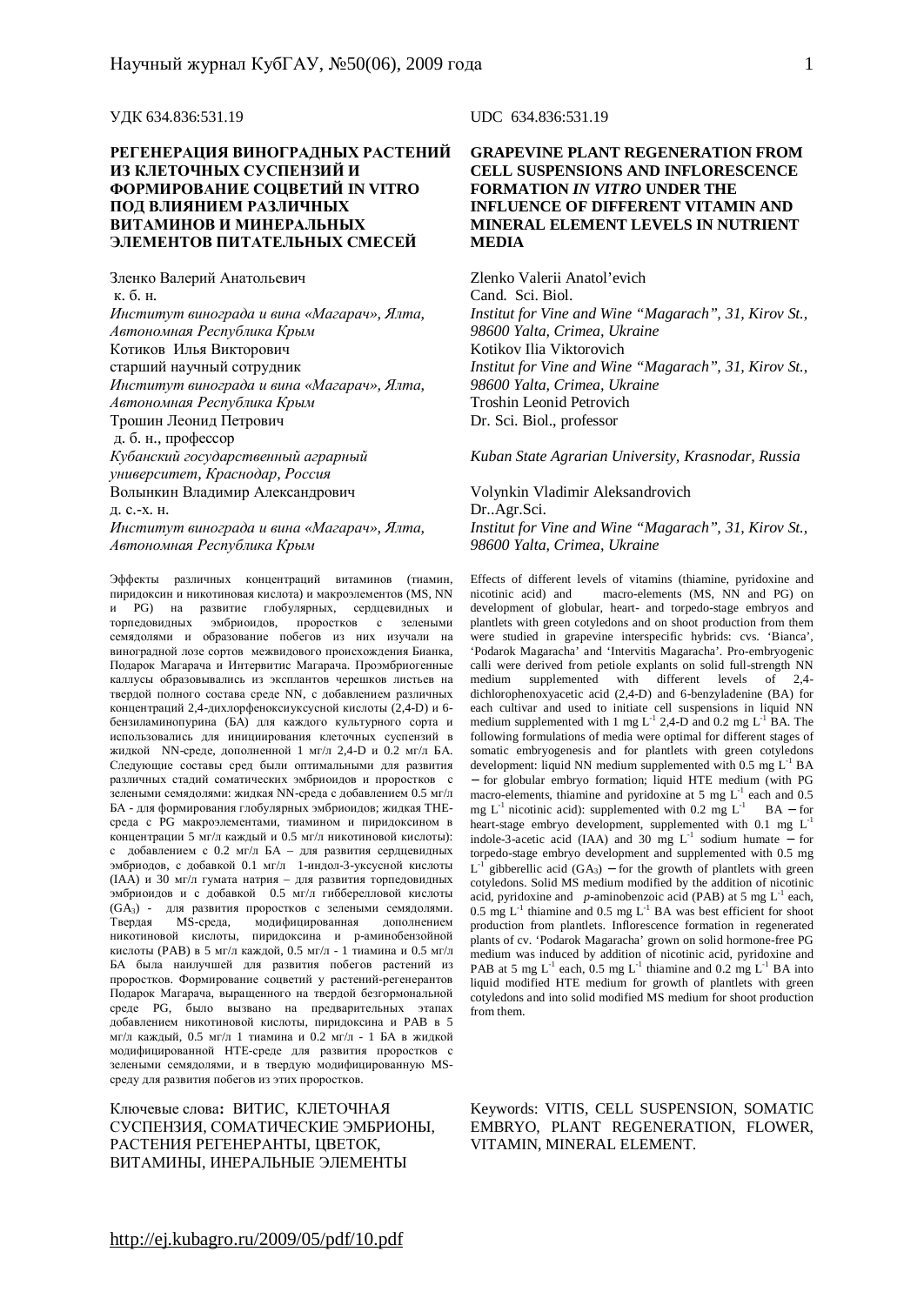УДК 634.836:531.19

## РЕГЕНЕРАЦИЯ ВИНОГРАДНЫХ РАСТЕНИЙ ИЗ КЛЕТОЧНЫХ СУСПЕНЗИЙ И ФОРМИРОВАНИЕ СОЦВЕТИЙ IN VITRO ПОД ВЛИЯНИЕМ РАЗЛИЧНЫХ ВИТАМИНОВ И МИНЕРАЛЬНЫХ ЭЛЕМЕНТОВ ПИТАТЕЛЬНЫХ СМЕСЕЙ

Зленко Валерий Анатольевич
к. б. н.
*Институт винограда и вина «Магарач», Ялта, Автономная Республика Крым*

Котиков Илья Викторович
старший научный сотрудник
*Институт винограда и вина «Магарач», Ялта, Автономная Республика Крым*

Трошин Леонид Петрович
д. б. н., профессор
*Кубанский государственный аграрный университет, Краснодар, Россия*

Волынкин Владимир Александрович
д. с.-х. н.
*Институт винограда и вина «Магарач», Ялта, Автономная Республика Крым*

Эффекты различных концентраций витаминов (тиамин, пиридоксин и никотиновая кислота) и макроэлементов (MS, NN и PG) на развитие глобулярных, сердцевидных и торпедовидных эмбриоидов, проростков с зелеными семядолями и образование побегов из них изучали на виноградной лозе сортов межвидового происхождения Бианка, Подарок Магарача и Интервитис Магарача. Проэмбриогенные каллусы образовывались из эксплантов черешков листьев на твердой полного состава среде NN, с добавлением различных концентраций 2,4-дихлорфеноксиуксусной кислоты (2,4-D) и 6-бензиламинопурина (БА) для каждого культурного сорта и использовались для инициирования клеточных суспензий в жидкой NN-среде, дополненной 1 мг/л 2,4-D и 0.2 мг/л БА. Следующие составы сред были оптимальными для развития различных стадий соматических эмбриоидов и проростков с зелеными семядолями: жидкая NN-среда с добавлением 0.5 мг/л БА - для формирования глобулярных эмбриоидов; жидкая THE-среда с PG макроэлементами, тиамином и пиридоксином в концентрации 5 мг/л каждый и 0.5 мг/л никотиновой кислоты): с добавлением с 0.2 мг/л БА – для развития сердцевидных эмбриодов, с добавкой 0.1 мг/л 1-индол-3-уксусной кислоты (IAA) и 30 мг/л гумата натрия – для развития торпедовидных эмбриоидов и с добавкой 0.5 мг/л гибберелловой кислоты ($GA_3$) - для развития проростков с зелеными семядолями. Твердая MS-среда, модифицированная дополнением никотиновой кислоты, пиридоксина и р-аминобензойной кислоты (PAB) в 5 мг/л каждой, 0.5 мг/л - 1 тиамина и 0.5 мг/л БА была наилучшей для развития побегов растений из проростков. Формирование соцветий у растений-регенерантов Подарок Магарача, выращенного на твердой безгормональной среде PG, было вызвано на предварительных этапах добавлением никотиновой кислоты, пиридоксина и PAB в 5 мг/л каждый, 0.5 мг/л 1 тиамина и 0.2 мг/л - 1 БА в жидкой модифицированной HTE-среде для развития проростков с зелеными семядолями, и в твердую модифицированную MS-среду для развития побегов из этих проростков.

Ключевые слова**:** ВИТИС, КЛЕТОЧНАЯ СУСПЕНЗИЯ, СОМАТИЧЕСКИЕ ЭМБРИОНЫ, РАСТЕНИЯ РЕГЕНЕРАНТЫ, ЦВЕТОК, ВИТАМИНЫ, ИНЕРАЛЬНЫЕ ЭЛЕМЕНТЫ

UDC 634.836:531.19

## GRAPEVINE PLANT REGENERATION FROM CELL SUSPENSIONS AND INFLORESCENCE FORMATION *IN VITRO* UNDER THE INFLUENCE OF DIFFERENT VITAMIN AND MINERAL ELEMENT LEVELS IN NUTRIENT MEDIA

Zlenko Valerii Anatol'evich
Cand. Sci. Biol.
*Institut for Vine and Wine "Magarach", 31, Kirov St., 98600 Yalta, Crimea, Ukraine*

Kotikov Ilia Viktorovich
*Institut for Vine and Wine "Magarach", 31, Kirov St., 98600 Yalta, Crimea, Ukraine*

Troshin Leonid Petrovich
Dr. Sci. Biol., professor
*Kuban State Agrarian University, Krasnodar, Russia*

Volynkin Vladimir Aleksandrovich
Dr..Agr.Sci.
*Institut for Vine and Wine "Magarach", 31, Kirov St., 98600 Yalta, Crimea, Ukraine*

Effects of different levels of vitamins (thiamine, pyridoxine and nicotinic acid) and macro-elements (MS, NN and PG) on development of globular, heart- and torpedo-stage embryos and plantlets with green cotyledons and on shoot production from them were studied in grapevine interspecific hybrids: cvs. 'Bianca', 'Podarok Magaracha' and 'Intervitis Magaracha'. Pro-embryogenic calli were derived from petiole explants on solid full-strength NN medium supplemented with different levels of 2,4-dichlorophenoxyacetic acid (2,4-D) and 6-benzyladenine (BA) for each cultivar and used to initiate cell suspensions in liquid NN medium supplemented with 1 mg $L^{-1}$ 2,4-D and 0.2 mg $L^{-1}$ BA. The following formulations of media were optimal for different stages of somatic embryogenesis and for plantlets with green cotyledons development: liquid NN medium supplemented with 0.5 mg $L^{-1}$ BA – for globular embryo formation; liquid HTE medium (with PG macro-elements, thiamine and pyridoxine at 5 mg $L^{-1}$ each and 0.5 mg $L^{-1}$ nicotinic acid): supplemented with 0.2 mg $L^{-1}$ BA – for heart-stage embryo development, supplemented with 0.1 mg $L^{-1}$ indole-3-acetic acid (IAA) and 30 mg $L^{-1}$ sodium humate – for torpedo-stage embryo development and supplemented with 0.5 mg $L^{-1}$ gibberellic acid ($GA_3$) – for the growth of plantlets with green cotyledons. Solid MS medium modified by the addition of nicotinic acid, pyridoxine and *p*-aminobenzoic acid (PAB) at 5 mg $L^{-1}$ each, 0.5 mg $L^{-1}$ thiamine and 0.5 mg $L^{-1}$ BA was best efficient for shoot production from plantlets. Inflorescence formation in regenerated plants of cv. 'Podarok Magaracha' grown on solid hormone-free PG medium was induced by addition of nicotinic acid, pyridoxine and PAB at 5 mg $L^{-1}$ each, 0.5 mg $L^{-1}$ thiamine and 0.2 mg $L^{-1}$ BA into liquid modified HTE medium for growth of plantlets with green cotyledons and into solid modified MS medium for shoot production from them.

Keywords: VITIS, CELL SUSPENSION, SOMATIC EMBRYO, PLANT REGENERATION, FLOWER, VITAMIN, MINERAL ELEMENT.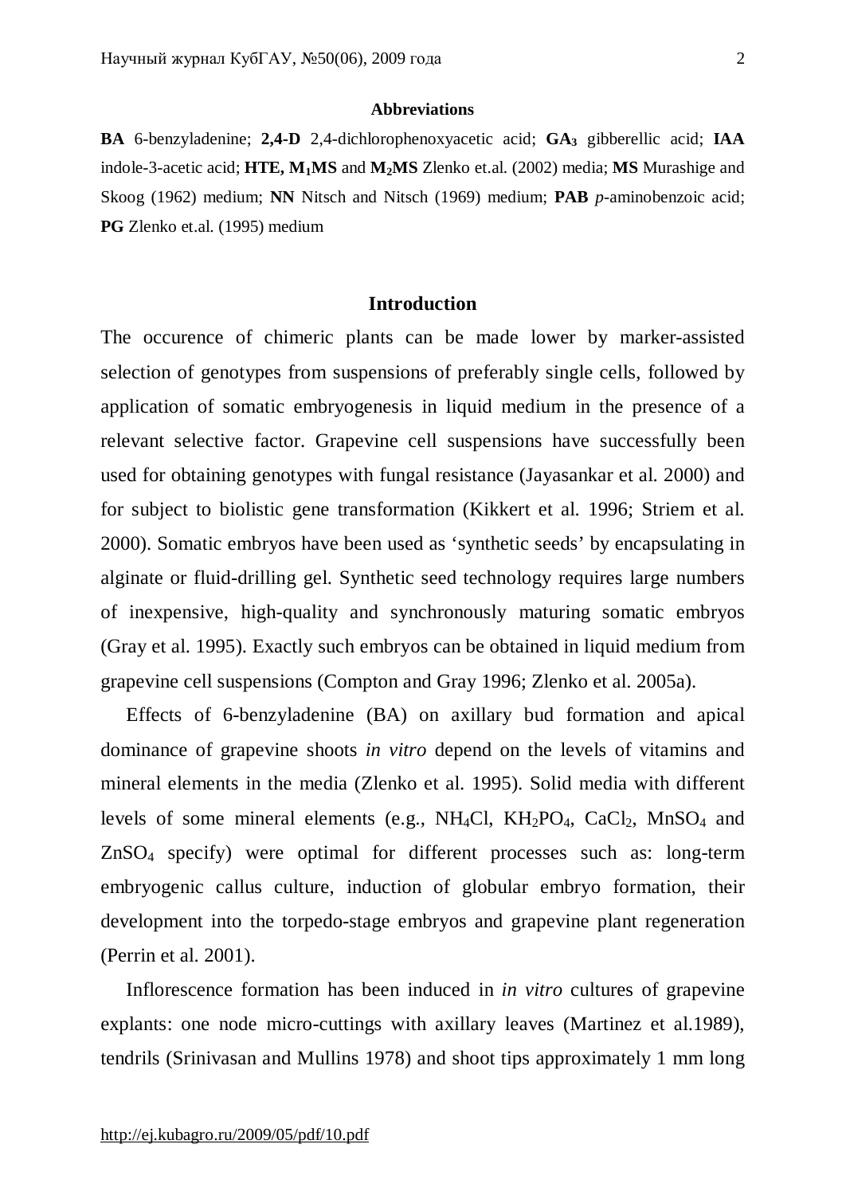**Abbreviations**

**BA** 6-benzyladenine; **2,4-D** 2,4-dichlorophenoxyacetic acid; **$GA_3$** gibberellic acid; **IAA** indole-3-acetic acid; **HTE, $M_1$MS** and **$M_2$MS** Zlenko et.al. (2002) media; **MS** Murashige and Skoog (1962) medium; **NN** Nitsch and Nitsch (1969) medium; **PAB** *p*-aminobenzoic acid; **PG** Zlenko et.al. (1995) medium

## Introduction

The occurence of chimeric plants can be made lower by marker-assisted selection of genotypes from suspensions of preferably single cells, followed by application of somatic embryogenesis in liquid medium in the presence of a relevant selective factor. Grapevine cell suspensions have successfully been used for obtaining genotypes with fungal resistance (Jayasankar et al. 2000) and for subject to biolistic gene transformation (Kikkert et al. 1996; Striem et al. 2000). Somatic embryos have been used as 'synthetic seeds' by encapsulating in alginate or fluid-drilling gel. Synthetic seed technology requires large numbers of inexpensive, high-quality and synchronously maturing somatic embryos (Gray et al. 1995). Exactly such embryos can be obtained in liquid medium from grapevine cell suspensions (Compton and Gray 1996; Zlenko et al. 2005a).

Effects of 6-benzyladenine (BA) on axillary bud formation and apical dominance of grapevine shoots *in vitro* depend on the levels of vitamins and mineral elements in the media (Zlenko et al. 1995). Solid media with different levels of some mineral elements (e.g., $NH_4Cl$, $KH_2PO_4$, $CaCl_2$, $MnSO_4$ and $ZnSO_4$ specify) were optimal for different processes such as: long-term embryogenic callus culture, induction of globular embryo formation, their development into the torpedo-stage embryos and grapevine plant regeneration (Perrin et al. 2001).

Inflorescence formation has been induced in *in vitro* cultures of grapevine explants: one node micro-cuttings with axillary leaves (Martinez et al.1989), tendrils (Srinivasan and Mullins 1978) and shoot tips approximately 1 mm long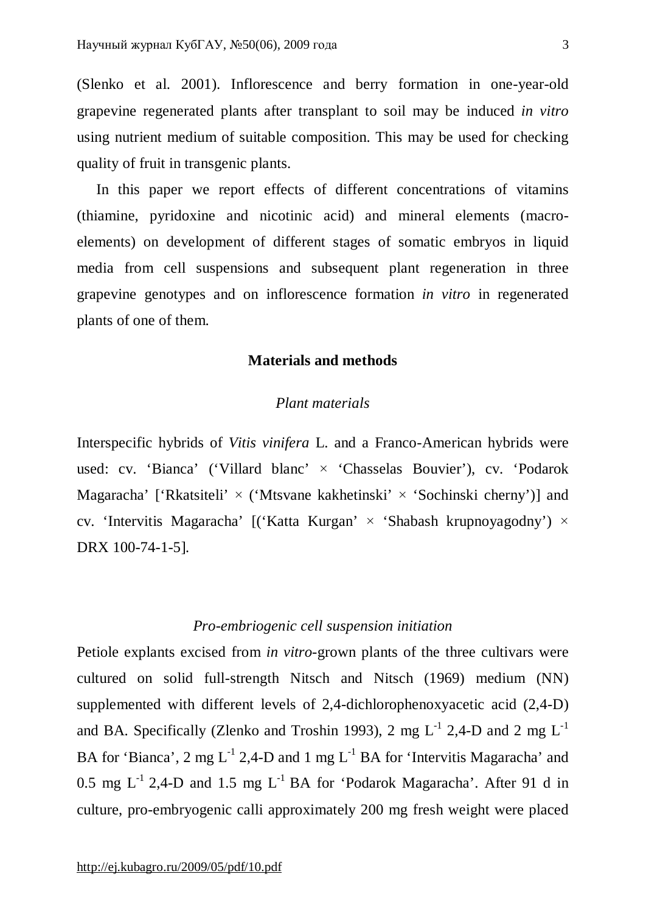(Slenko et al. 2001). Inflorescence and berry formation in one-year-old grapevine regenerated plants after transplant to soil may be induced *in vitro* using nutrient medium of suitable composition. This may be used for checking quality of fruit in transgenic plants.

In this paper we report effects of different concentrations of vitamins (thiamine, pyridoxine and nicotinic acid) and mineral elements (macro-elements) on development of different stages of somatic embryos in liquid media from cell suspensions and subsequent plant regeneration in three grapevine genotypes and on inflorescence formation *in vitro* in regenerated plants of one of them.

## Materials and methods

### *Plant materials*

Interspecific hybrids of *Vitis vinifera* L. and a Franco-American hybrids were used: cv. 'Bianca' ('Villard blanc' × 'Chasselas Bouvier'), cv. 'Podarok Magaracha' ['Rkatsiteli' × ('Mtsvane kakhetinski' × 'Sochinski cherny')] and cv. 'Intervitis Magaracha' [('Katta Kurgan' × 'Shabash krupnoyagodny') × DRX 100-74-1-5].

### *Pro-embriogenic cell suspension initiation*

Petiole explants excised from *in vitro*-grown plants of the three cultivars were cultured on solid full-strength Nitsch and Nitsch (1969) medium (NN) supplemented with different levels of 2,4-dichlorophenoxyacetic acid (2,4-D) and BA. Specifically (Zlenko and Troshin 1993), 2 mg $L^{-1}$ 2,4-D and 2 mg $L^{-1}$ BA for 'Bianca', 2 mg $L^{-1}$ 2,4-D and 1 mg $L^{-1}$ BA for 'Intervitis Magaracha' and 0.5 mg $L^{-1}$ 2,4-D and 1.5 mg $L^{-1}$ BA for 'Podarok Magaracha'. After 91 d in culture, pro-embryogenic calli approximately 200 mg fresh weight were placed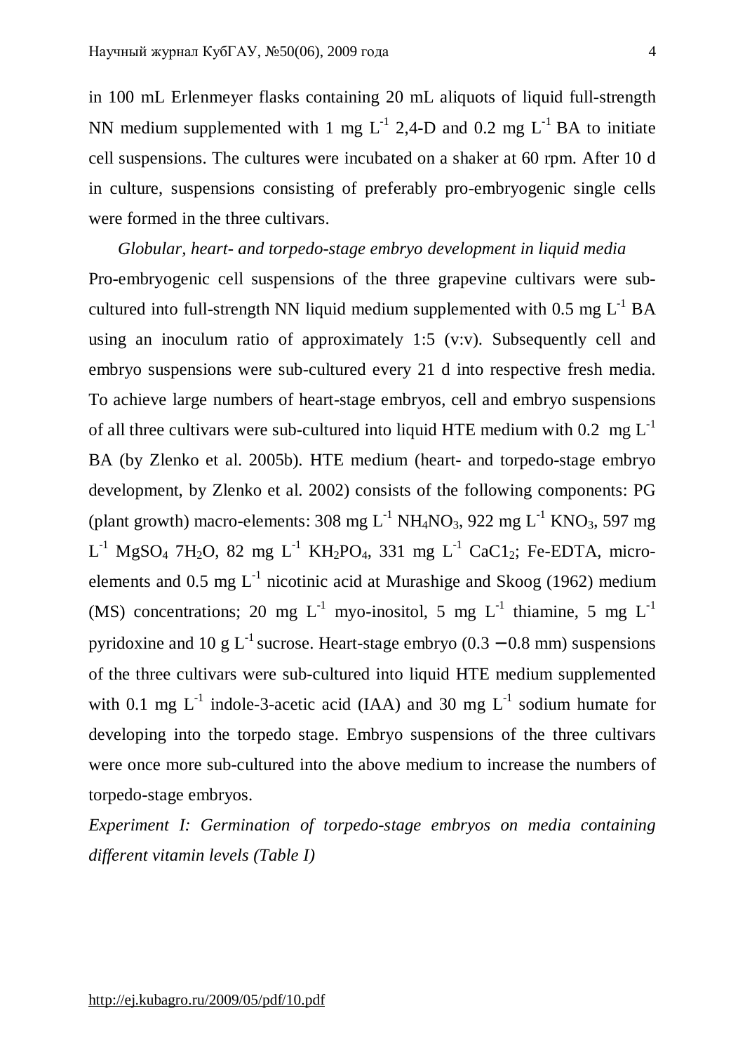in 100 mL Erlenmeyer flasks containing 20 mL aliquots of liquid full-strength NN medium supplemented with 1 mg $L^{-1}$ 2,4-D and 0.2 mg $L^{-1}$ BA to initiate cell suspensions. The cultures were incubated on a shaker at 60 rpm. After 10 d in culture, suspensions consisting of preferably pro-embryogenic single cells were formed in the three cultivars.

*Globular, heart- and torpedo-stage embryo development in liquid media*

Pro-embryogenic cell suspensions of the three grapevine cultivars were sub-cultured into full-strength NN liquid medium supplemented with 0.5 mg $L^{-1}$ BA using an inoculum ratio of approximately 1:5 (v:v). Subsequently cell and embryo suspensions were sub-cultured every 21 d into respective fresh media. To achieve large numbers of heart-stage embryos, cell and embryo suspensions of all three cultivars were sub-cultured into liquid HTE medium with 0.2 mg $L^{-1}$ BA (by Zlenko et al. 2005b). HTE medium (heart- and torpedo-stage embryo development, by Zlenko et al. 2002) consists of the following components: PG (plant growth) macro-elements: 308 mg $L^{-1}$ $NH_4NO_3$, 922 mg $L^{-1}$ $KNO_3$, 597 mg $L^{-1}$ $MgSO_4$ $7H_2O$, 82 mg $L^{-1}$ $KH_2PO_4$, 331 mg $L^{-1}$ $CaC1_2$; Fe-EDTA, micro-elements and 0.5 mg $L^{-1}$ nicotinic acid at Murashige and Skoog (1962) medium (MS) concentrations; 20 mg $L^{-1}$ myo-inositol, 5 mg $L^{-1}$ thiamine, 5 mg $L^{-1}$ pyridoxine and 10 g $L^{-1}$ sucrose. Heart-stage embryo (0.3 − 0.8 mm) suspensions of the three cultivars were sub-cultured into liquid HTE medium supplemented with 0.1 mg $L^{-1}$ indole-3-acetic acid (IAA) and 30 mg $L^{-1}$ sodium humate for developing into the torpedo stage. Embryo suspensions of the three cultivars were once more sub-cultured into the above medium to increase the numbers of torpedo-stage embryos.

*Experiment I: Germination of torpedo-stage embryos on media containing different vitamin levels (Table I)*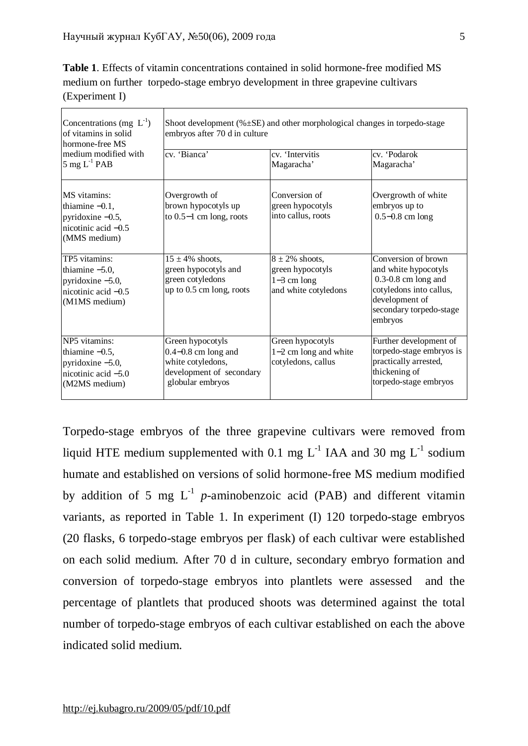**Table 1**. Effects of vitamin concentrations contained in solid hormone-free modified MS medium on further torpedo-stage embryo development in three grapevine cultivars (Experiment I)

| Concentrations (mg $L^{-1}$) of vitamins in solid hormone-free MS medium modified with 5 mg $L^{-1}$ PAB | Shoot development (%±SE) and other morphological changes in torpedo-stage embryos after 70 d in culture | | |
|---|---|---|---|
| | cv. 'Bianca' | cv. 'Intervitis Magaracha' | cv. 'Podarok Magaracha' |
| MS vitamins: thiamine −0.1, pyridoxine −0.5, nicotinic acid −0.5 (MMS medium) | Overgrowth of brown hypocotyls up to 0.5−1 cm long, roots | Conversion of green hypocotyls into callus, roots | Overgrowth of white embryos up to 0.5−0.8 cm long |
| TP5 vitamins: thiamine −5.0, pyridoxine −5.0, nicotinic acid −0.5 (M1MS medium) | 15 ± 4% shoots, green hypocotyls and green cotyledons up to 0.5 cm long, roots | 8 ± 2% shoots, green hypocotyls 1−3 cm long and white cotyledons | Conversion of brown and white hypocotyls 0.3-0.8 cm long and cotyledons into callus, development of secondary torpedo-stage embryos |
| NP5 vitamins: thiamine −0.5, pyridoxine −5.0, nicotinic acid −5.0 (M2MS medium) | Green hypocotyls 0.4−0.8 cm long and white cotyledons, development of secondary globular embryos | Green hypocotyls 1−2 cm long and white cotyledons, callus | Further development of torpedo-stage embryos is practically arrested, thickening of torpedo-stage embryos |

Torpedo-stage embryos of the three grapevine cultivars were removed from liquid HTE medium supplemented with 0.1 mg $L^{-1}$ IAA and 30 mg $L^{-1}$ sodium humate and established on versions of solid hormone-free MS medium modified by addition of 5 mg $L^{-1}$ *p*-aminobenzoic acid (PAB) and different vitamin variants, as reported in Table 1. In experiment (I) 120 torpedo-stage embryos (20 flasks, 6 torpedo-stage embryos per flask) of each cultivar were established on each solid medium. After 70 d in culture, secondary embryo formation and conversion of torpedo-stage embryos into plantlets were assessed and the percentage of plantlets that produced shoots was determined against the total number of torpedo-stage embryos of each cultivar established on each the above indicated solid medium.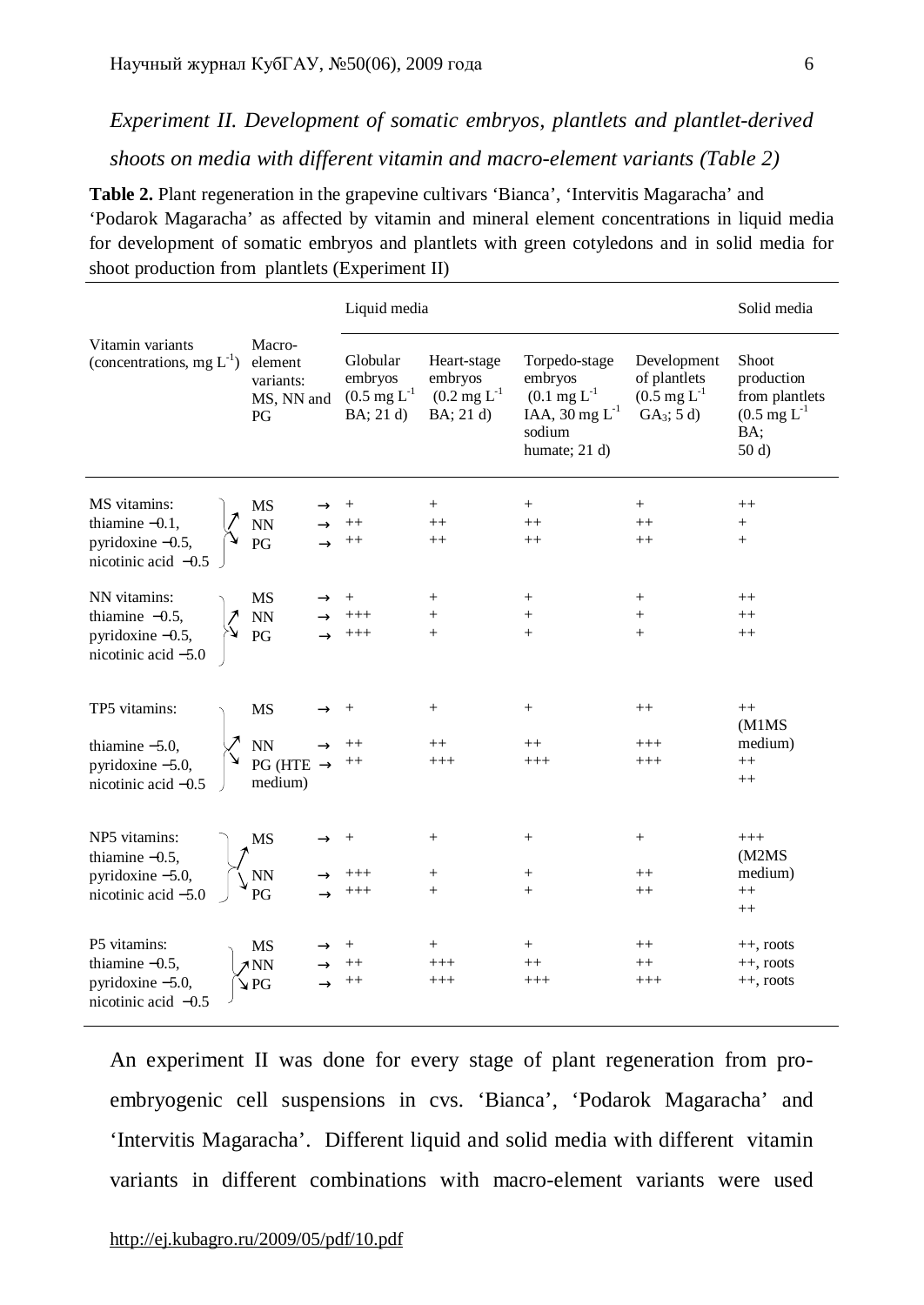*Experiment II. Development of somatic embryos, plantlets and plantlet-derived shoots on media with different vitamin and macro-element variants (Table 2)*

**Table 2.** Plant regeneration in the grapevine cultivars 'Bianca', 'Intervitis Magaracha' and 'Podarok Magaracha' as affected by vitamin and mineral element concentrations in liquid media for development of somatic embryos and plantlets with green cotyledons and in solid media for shoot production from plantlets (Experiment II)

| Vitamin variants (concentrations, mg $L^{-1}$) | Macro-element variants: MS, NN and PG | Liquid media: Globular embryos (0.5 mg $L^{-1}$ BA; 21 d) | Liquid media: Heart-stage embryos (0.2 mg $L^{-1}$ BA; 21 d) | Liquid media: Torpedo-stage embryos (0.1 mg $L^{-1}$ IAA, 30 mg $L^{-1}$ sodium humate; 21 d) | Liquid media: Development of plantlets (0.5 mg $L^{-1}$ $GA_3$; 5 d) | Solid media: Shoot production from plantlets (0.5 mg $L^{-1}$ BA; 50 d) |
|---|---|---|---|---|---|---|
| MS vitamins: thiamine −0.1, pyridoxine −0.5, nicotinic acid −0.5 | MS → | + | + | + | + | ++ |
| | NN → | ++ | ++ | ++ | ++ | + |
| | PG → | ++ | ++ | ++ | ++ | + |
| NN vitamins: thiamine −0.5, pyridoxine −0.5, nicotinic acid −5.0 | MS → | + | + | + | + | ++ |
| | NN → | +++ | + | + | + | ++ |
| | PG → | +++ | + | + | + | ++ |
| TP5 vitamins: thiamine −5.0, pyridoxine −5.0, nicotinic acid −0.5 | MS → | + | + | + | ++ | ++ (M1MS medium) |
| | NN → | ++ | ++ | ++ | +++ | ++ |
| | PG (HTE medium) → | ++ | +++ | +++ | +++ | ++ |
| NP5 vitamins: thiamine −0.5, pyridoxine −5.0, nicotinic acid −5.0 | MS → | + | + | + | + | +++ (M2MS medium) |
| | NN → | +++ | + | + | ++ | ++ |
| | PG → | +++ | + | + | ++ | ++ |
| P5 vitamins: thiamine −0.5, pyridoxine −5.0, nicotinic acid −0.5 | MS → | + | + | + | ++ | ++, roots |
| | NN → | ++ | +++ | ++ | ++ | ++, roots |
| | PG → | ++ | +++ | +++ | +++ | ++, roots |

An experiment II was done for every stage of plant regeneration from pro-embryogenic cell suspensions in cvs. 'Bianca', 'Podarok Magaracha' and 'Intervitis Magaracha'. Different liquid and solid media with different vitamin variants in different combinations with macro-element variants were used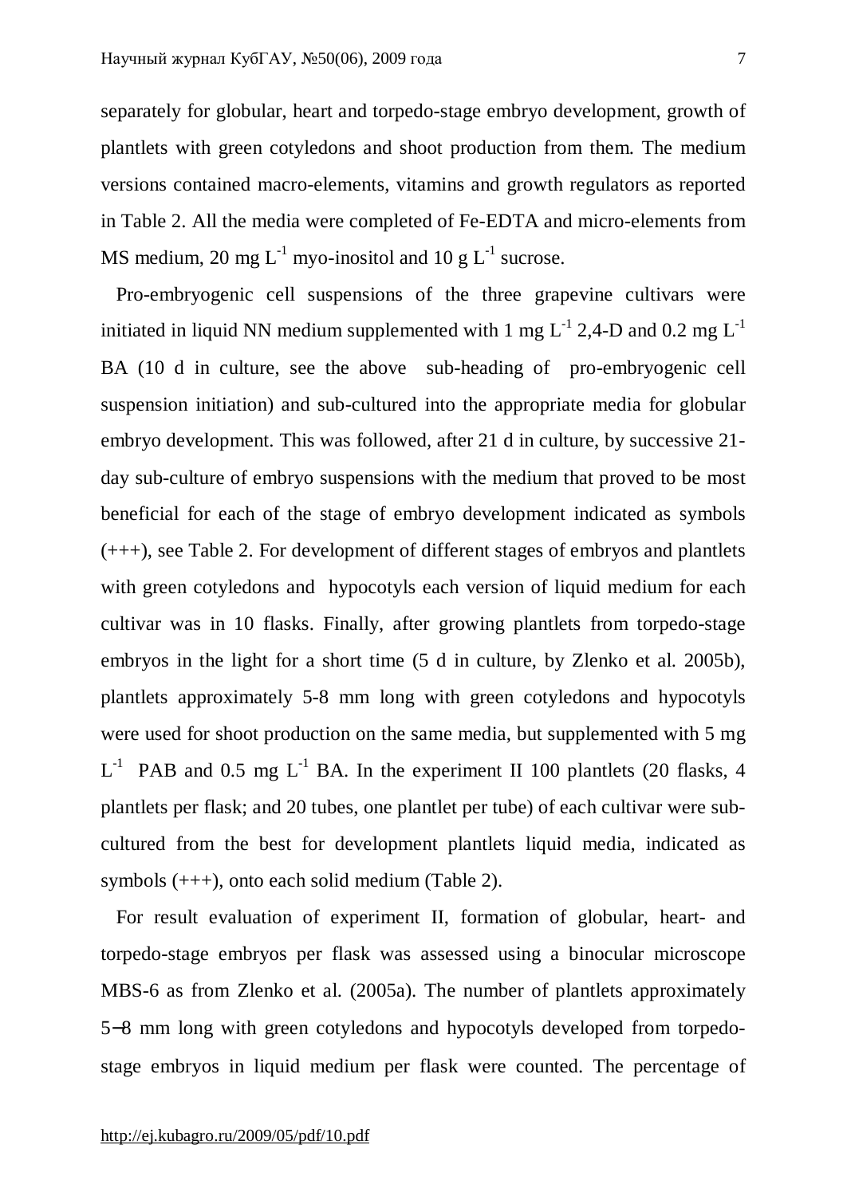separately for globular, heart and torpedo-stage embryo development, growth of plantlets with green cotyledons and shoot production from them. The medium versions contained macro-elements, vitamins and growth regulators as reported in Table 2. All the media were completed of Fe-EDTA and micro-elements from MS medium, 20 mg $L^{-1}$ myo-inositol and 10 g $L^{-1}$ sucrose.

Pro-embryogenic cell suspensions of the three grapevine cultivars were initiated in liquid NN medium supplemented with 1 mg $L^{-1}$ 2,4-D and 0.2 mg $L^{-1}$ BA (10 d in culture, see the above sub-heading of pro-embryogenic cell suspension initiation) and sub-cultured into the appropriate media for globular embryo development. This was followed, after 21 d in culture, by successive 21-day sub-culture of embryo suspensions with the medium that proved to be most beneficial for each of the stage of embryo development indicated as symbols (+++), see Table 2. For development of different stages of embryos and plantlets with green cotyledons and hypocotyls each version of liquid medium for each cultivar was in 10 flasks. Finally, after growing plantlets from torpedo-stage embryos in the light for a short time (5 d in culture, by Zlenko et al. 2005b), plantlets approximately 5-8 mm long with green cotyledons and hypocotyls were used for shoot production on the same media, but supplemented with 5 mg $L^{-1}$ PAB and 0.5 mg $L^{-1}$ BA. In the experiment II 100 plantlets (20 flasks, 4 plantlets per flask; and 20 tubes, one plantlet per tube) of each cultivar were sub-cultured from the best for development plantlets liquid media, indicated as symbols (+++), onto each solid medium (Table 2).

For result evaluation of experiment II, formation of globular, heart- and torpedo-stage embryos per flask was assessed using a binocular microscope MBS-6 as from Zlenko et al. (2005a). The number of plantlets approximately 5−8 mm long with green cotyledons and hypocotyls developed from torpedo-stage embryos in liquid medium per flask were counted. The percentage of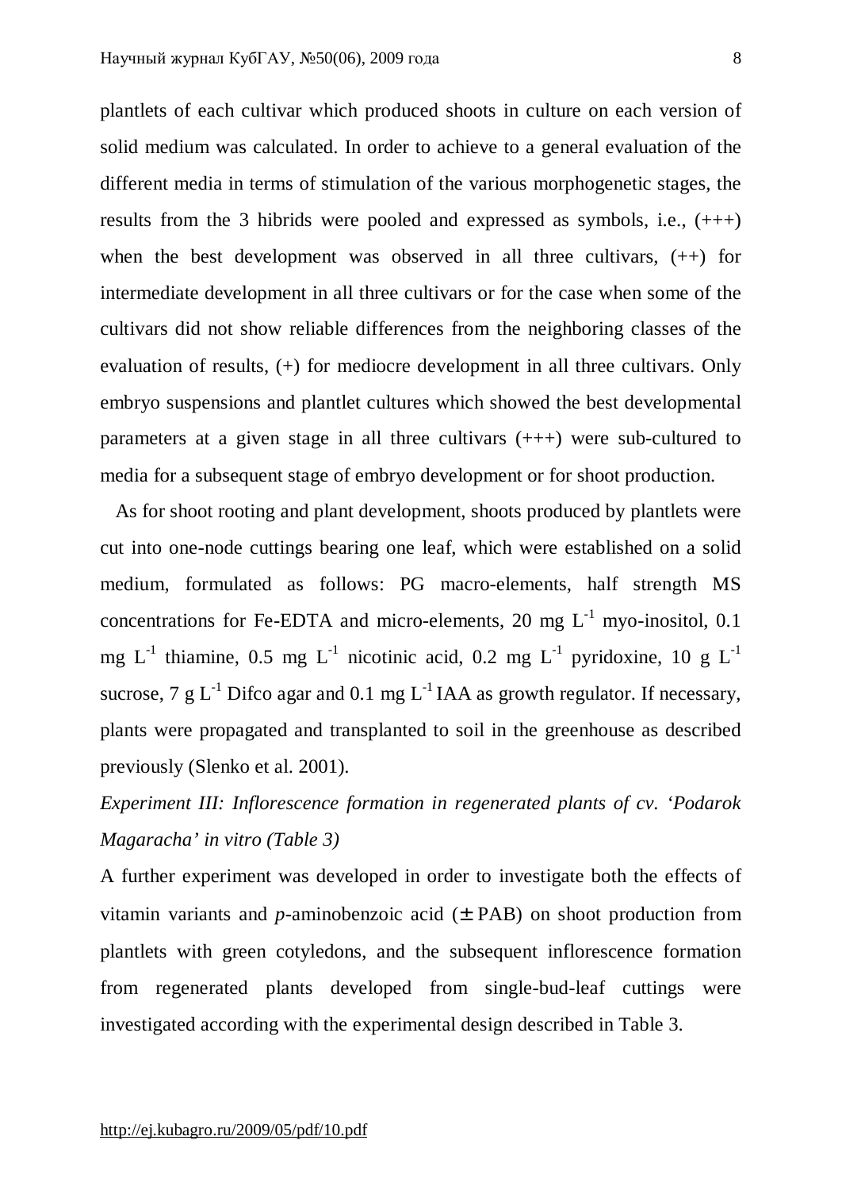plantlets of each cultivar which produced shoots in culture on each version of solid medium was calculated. In order to achieve to a general evaluation of the different media in terms of stimulation of the various morphogenetic stages, the results from the 3 hibrids were pooled and expressed as symbols, i.e., (+++) when the best development was observed in all three cultivars, (++) for intermediate development in all three cultivars or for the case when some of the cultivars did not show reliable differences from the neighboring classes of the evaluation of results, (+) for mediocre development in all three cultivars. Only embryo suspensions and plantlet cultures which showed the best developmental parameters at a given stage in all three cultivars (+++) were sub-cultured to media for a subsequent stage of embryo development or for shoot production.

As for shoot rooting and plant development, shoots produced by plantlets were cut into one-node cuttings bearing one leaf, which were established on a solid medium, formulated as follows: PG macro-elements, half strength MS concentrations for Fe-EDTA and micro-elements, 20 mg $L^{-1}$ myo-inositol, 0.1 mg $L^{-1}$ thiamine, 0.5 mg $L^{-1}$ nicotinic acid, 0.2 mg $L^{-1}$ pyridoxine, 10 g $L^{-1}$ sucrose, 7 g $L^{-1}$ Difco agar and 0.1 mg $L^{-1}$ IAA as growth regulator. If necessary, plants were propagated and transplanted to soil in the greenhouse as described previously (Slenko et al. 2001).

*Experiment III: Inflorescence formation in regenerated plants of cv. 'Podarok Magaracha' in vitro (Table 3)*

A further experiment was developed in order to investigate both the effects of vitamin variants and *p*-aminobenzoic acid (± PAB) on shoot production from plantlets with green cotyledons, and the subsequent inflorescence formation from regenerated plants developed from single-bud-leaf cuttings were investigated according with the experimental design described in Table 3.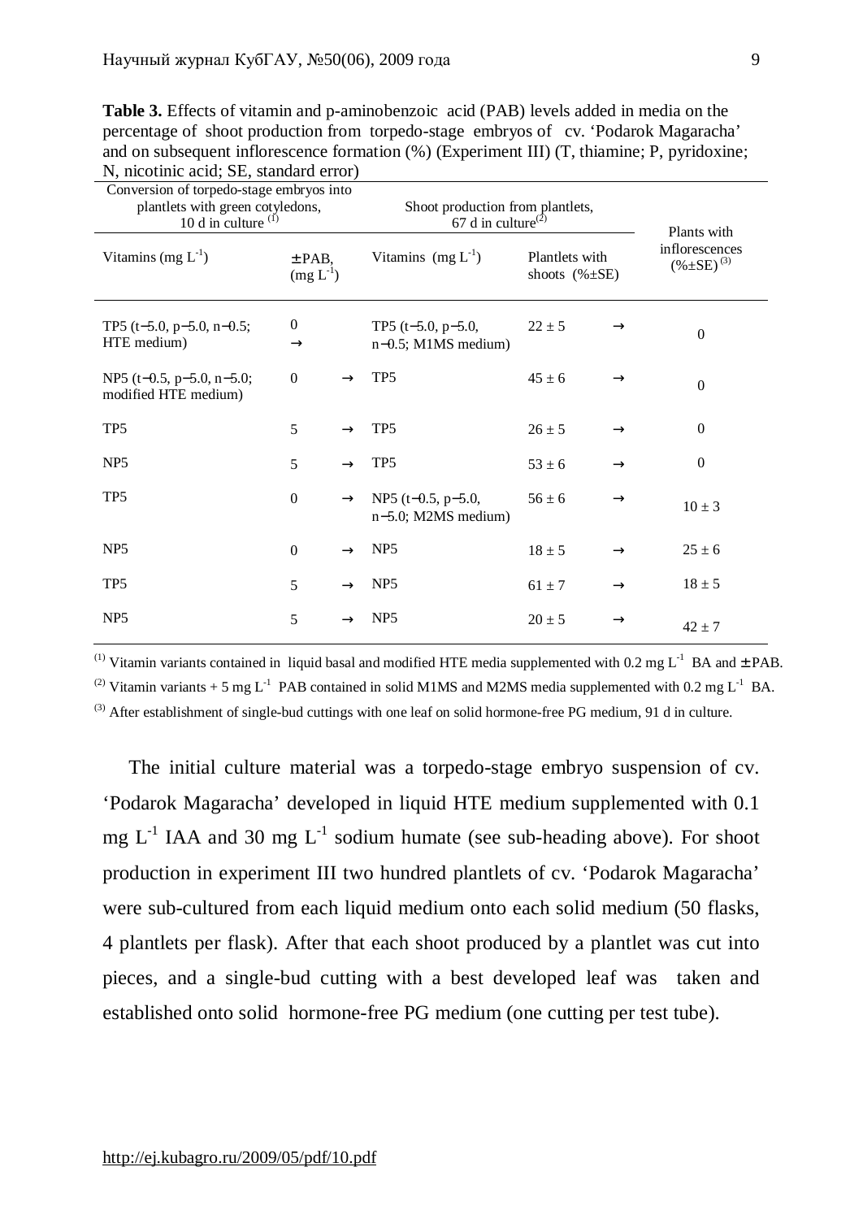**Table 3.** Effects of vitamin and p-aminobenzoic acid (PAB) levels added in media on the percentage of shoot production from torpedo-stage embryos of cv. 'Podarok Magaracha' and on subsequent inflorescence formation (%) (Experiment III) (T, thiamine; P, pyridoxine; N, nicotinic acid; SE, standard error)

| Conversion of torpedo-stage embryos into plantlets with green cotyledons, 10 d in culture [1] | | | Shoot production from plantlets, 67 d in culture[2] | | | Plants with inflorescences (%±SE) [3] |
|---|---|---|---|---|---|---|
| Vitamins (mg $L^{-1}$) | ± PAB, (mg $L^{-1}$) | | Vitamins (mg $L^{-1}$) | Plantlets with shoots (%±SE) | | |
| TP5 (t−5.0, p−5.0, n−0.5; HTE medium) | 0 | → | TP5 (t−5.0, p−5.0, n−0.5; M1MS medium) | 22 ± 5 | → | 0 |
| NP5 (t−0.5, p−5.0, n−5.0; modified HTE medium) | 0 | → | TP5 | 45 ± 6 | → | 0 |
| TP5 | 5 | → | TP5 | 26 ± 5 | → | 0 |
| NP5 | 5 | → | TP5 | 53 ± 6 | → | 0 |
| TP5 | 0 | → | NP5 (t−0.5, p−5.0, n−5.0; M2MS medium) | 56 ± 6 | → | 10 ± 3 |
| NP5 | 0 | → | NP5 | 18 ± 5 | → | 25 ± 6 |
| TP5 | 5 | → | NP5 | 61 ± 7 | → | 18 ± 5 |
| NP5 | 5 | → | NP5 | 20 ± 5 | → | 42 ± 7 |

[1] Vitamin variants contained in liquid basal and modified HTE media supplemented with 0.2 mg $L^{-1}$ BA and ± PAB.

[2] Vitamin variants + 5 mg $L^{-1}$ PAB contained in solid M1MS and M2MS media supplemented with 0.2 mg $L^{-1}$ BA.

[3] After establishment of single-bud cuttings with one leaf on solid hormone-free PG medium, 91 d in culture.

The initial culture material was a torpedo-stage embryo suspension of cv. 'Podarok Magaracha' developed in liquid HTE medium supplemented with 0.1 mg $L^{-1}$ IAA and 30 mg $L^{-1}$ sodium humate (see sub-heading above). For shoot production in experiment III two hundred plantlets of cv. 'Podarok Magaracha' were sub-cultured from each liquid medium onto each solid medium (50 flasks, 4 plantlets per flask). After that each shoot produced by a plantlet was cut into pieces, and a single-bud cutting with a best developed leaf was taken and established onto solid hormone-free PG medium (one cutting per test tube).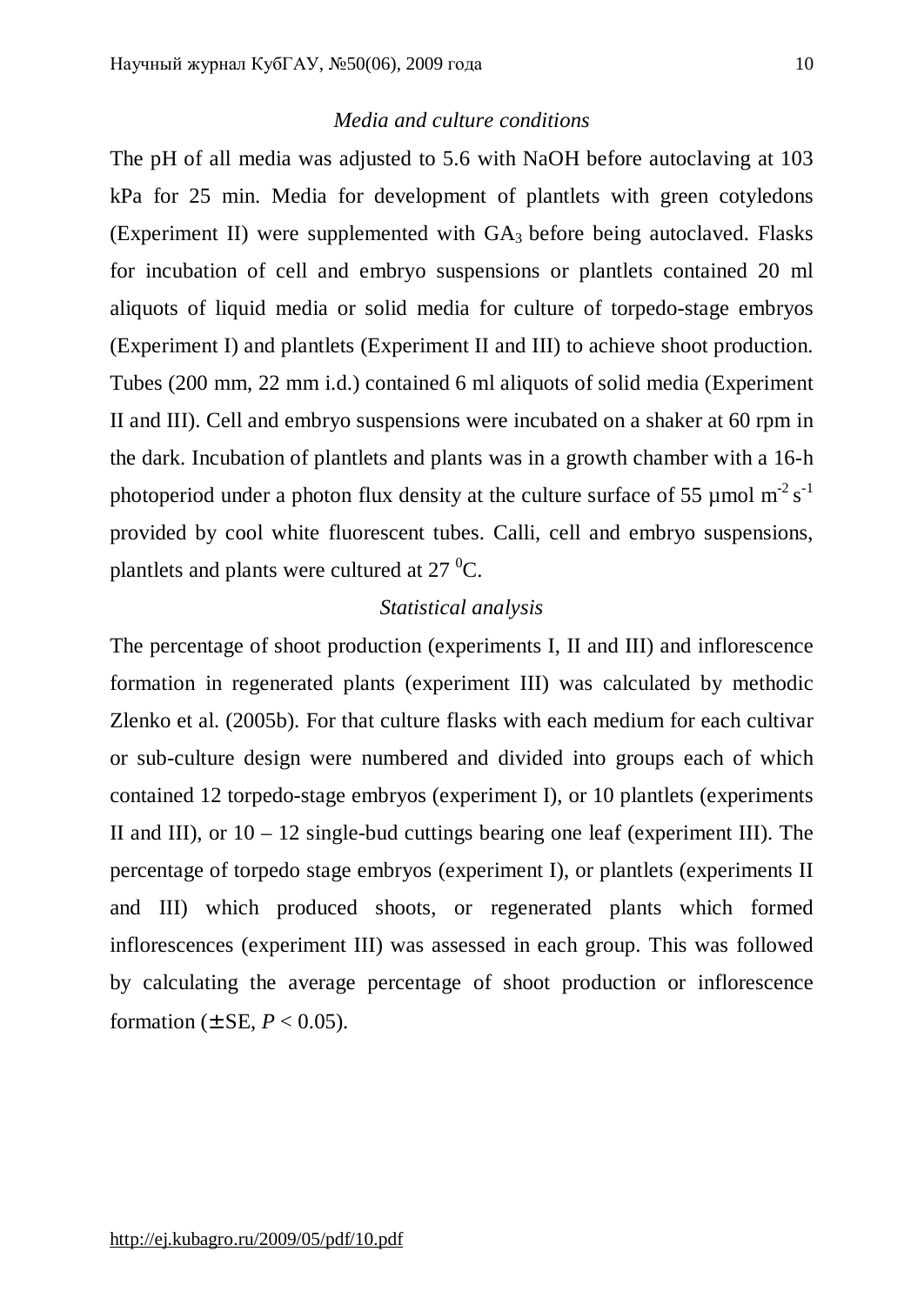*Media and culture conditions*

The pH of all media was adjusted to 5.6 with NaOH before autoclaving at 103 kPa for 25 min. Media for development of plantlets with green cotyledons (Experiment II) were supplemented with $GA_3$ before being autoclaved. Flasks for incubation of cell and embryo suspensions or plantlets contained 20 ml aliquots of liquid media or solid media for culture of torpedo-stage embryos (Experiment I) and plantlets (Experiment II and III) to achieve shoot production. Tubes (200 mm, 22 mm i.d.) contained 6 ml aliquots of solid media (Experiment II and III). Cell and embryo suspensions were incubated on a shaker at 60 rpm in the dark. Incubation of plantlets and plants was in a growth chamber with a 16-h photoperiod under a photon flux density at the culture surface of 55 µmol $m^{-2}$ $s^{-1}$ provided by cool white fluorescent tubes. Calli, cell and embryo suspensions, plantlets and plants were cultured at 27 $^{0}$C.

*Statistical analysis*

The percentage of shoot production (experiments I, II and III) and inflorescence formation in regenerated plants (experiment III) was calculated by methodic Zlenko et al. (2005b). For that culture flasks with each medium for each cultivar or sub-culture design were numbered and divided into groups each of which contained 12 torpedo-stage embryos (experiment I), or 10 plantlets (experiments II and III), or 10 – 12 single-bud cuttings bearing one leaf (experiment III). The percentage of torpedo stage embryos (experiment I), or plantlets (experiments II and III) which produced shoots, or regenerated plants which formed inflorescences (experiment III) was assessed in each group. This was followed by calculating the average percentage of shoot production or inflorescence formation (± SE, $P < 0.05$).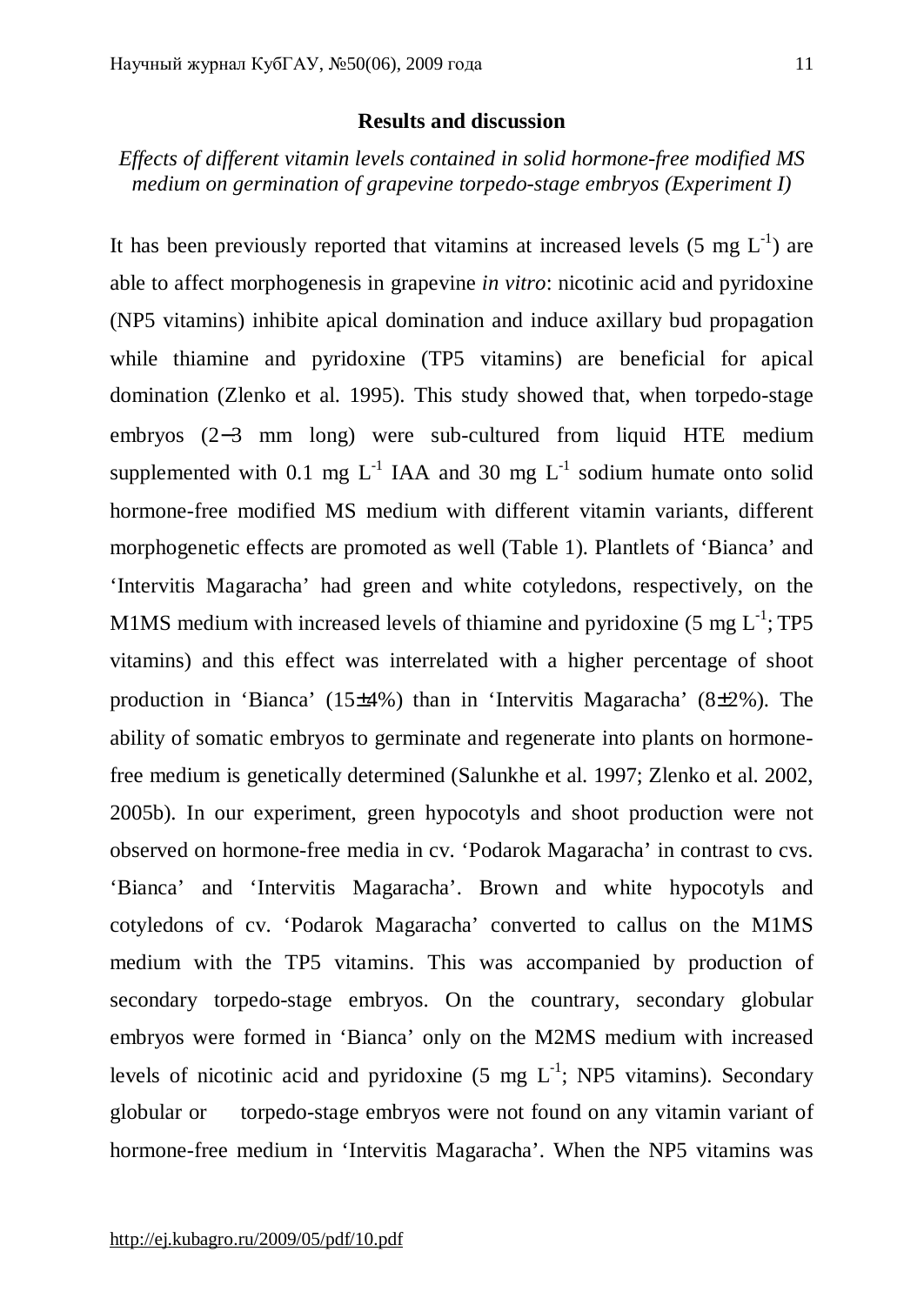## Results and discussion

*Effects of different vitamin levels contained in solid hormone-free modified MS medium on germination of grapevine torpedo-stage embryos (Experiment I)*

It has been previously reported that vitamins at increased levels (5 mg $L^{-1}$) are able to affect morphogenesis in grapevine *in vitro*: nicotinic acid and pyridoxine (NP5 vitamins) inhibite apical domination and induce axillary bud propagation while thiamine and pyridoxine (TP5 vitamins) are beneficial for apical domination (Zlenko et al. 1995). This study showed that, when torpedo-stage embryos (2−3 mm long) were sub-cultured from liquid HTE medium supplemented with 0.1 mg $L^{-1}$ IAA and 30 mg $L^{-1}$ sodium humate onto solid hormone-free modified MS medium with different vitamin variants, different morphogenetic effects are promoted as well (Table 1). Plantlets of 'Bianca' and 'Intervitis Magaracha' had green and white cotyledons, respectively, on the M1MS medium with increased levels of thiamine and pyridoxine (5 mg $L^{-1}$; TP5 vitamins) and this effect was interrelated with a higher percentage of shoot production in 'Bianca' (15±4%) than in 'Intervitis Magaracha' (8±2%). The ability of somatic embryos to germinate and regenerate into plants on hormone-free medium is genetically determined (Salunkhe et al. 1997; Zlenko et al. 2002, 2005b). In our experiment, green hypocotyls and shoot production were not observed on hormone-free media in cv. 'Podarok Magaracha' in contrast to cvs. 'Bianca' and 'Intervitis Magaracha'. Brown and white hypocotyls and cotyledons of cv. 'Podarok Magaracha' converted to callus on the M1MS medium with the TP5 vitamins. This was accompanied by production of secondary torpedo-stage embryos. On the countrary, secondary globular embryos were formed in 'Bianca' only on the M2MS medium with increased levels of nicotinic acid and pyridoxine (5 mg $L^{-1}$; NP5 vitamins). Secondary globular or torpedo-stage embryos were not found on any vitamin variant of hormone-free medium in 'Intervitis Magaracha'. When the NP5 vitamins was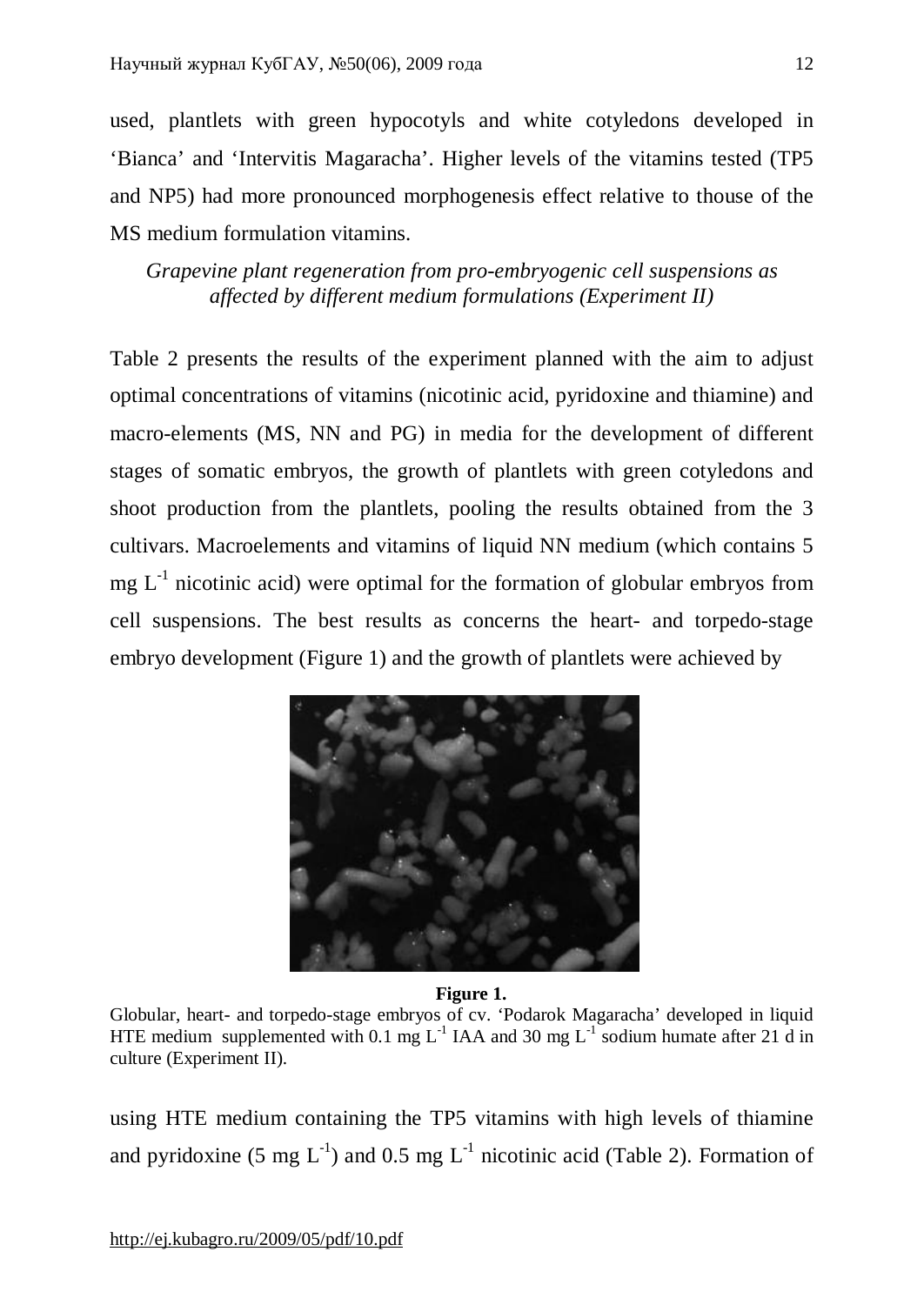used, plantlets with green hypocotyls and white cotyledons developed in 'Bianca' and 'Intervitis Magaracha'. Higher levels of the vitamins tested (TP5 and NP5) had more pronounced morphogenesis effect relative to thouse of the MS medium formulation vitamins.

*Grapevine plant regeneration from pro-embryogenic cell suspensions as affected by different medium formulations (Experiment II)*

Table 2 presents the results of the experiment planned with the aim to adjust optimal concentrations of vitamins (nicotinic acid, pyridoxine and thiamine) and macro-elements (MS, NN and PG) in media for the development of different stages of somatic embryos, the growth of plantlets with green cotyledons and shoot production from the plantlets, pooling the results obtained from the 3 cultivars. Macroelements and vitamins of liquid NN medium (which contains 5 mg $L^{-1}$ nicotinic acid) were optimal for the formation of globular embryos from cell suspensions. The best results as concerns the heart- and torpedo-stage embryo development (Figure 1) and the growth of plantlets were achieved by

**Figure 1.**

Globular, heart- and torpedo-stage embryos of cv. 'Podarok Magaracha' developed in liquid HTE medium supplemented with 0.1 mg $L^{-1}$ IAA and 30 mg $L^{-1}$ sodium humate after 21 d in culture (Experiment II).

using HTE medium containing the TP5 vitamins with high levels of thiamine and pyridoxine (5 mg $L^{-1}$) and 0.5 mg $L^{-1}$ nicotinic acid (Table 2). Formation of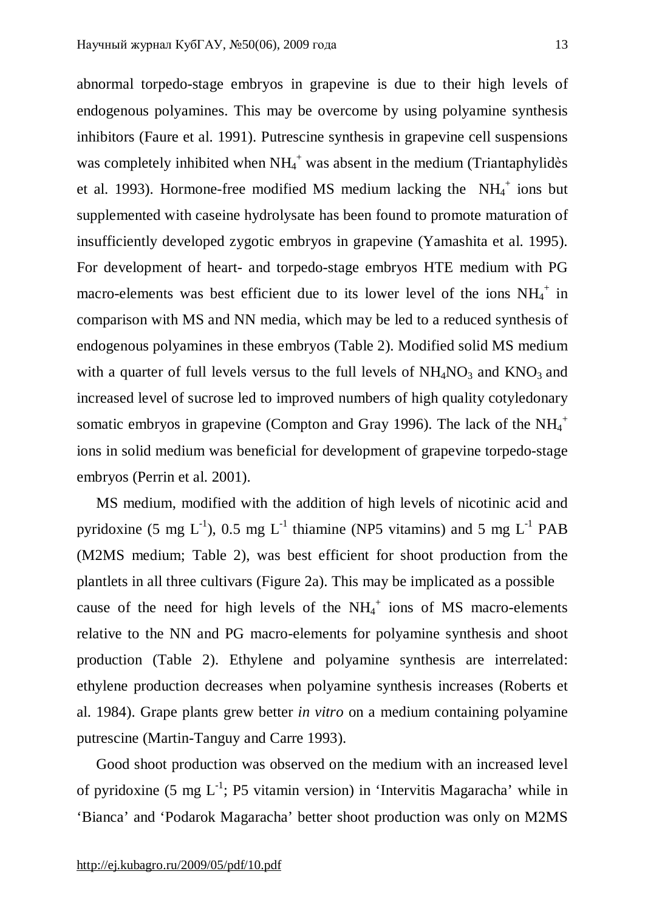abnormal torpedo-stage embryos in grapevine is due to their high levels of endogenous polyamines. This may be overcome by using polyamine synthesis inhibitors (Faure et al. 1991). Putrescine synthesis in grapevine cell suspensions was completely inhibited when $NH_4^+$ was absent in the medium (Triantaphylidès et al. 1993). Hormone-free modified MS medium lacking the $NH_4^+$ ions but supplemented with caseine hydrolysate has been found to promote maturation of insufficiently developed zygotic embryos in grapevine (Yamashita et al. 1995). For development of heart- and torpedo-stage embryos HTE medium with PG macro-elements was best efficient due to its lower level of the ions $NH_4^+$ in comparison with MS and NN media, which may be led to a reduced synthesis of endogenous polyamines in these embryos (Table 2). Modified solid MS medium with a quarter of full levels versus to the full levels of $NH_4NO_3$ and $KNO_3$ and increased level of sucrose led to improved numbers of high quality cotyledonary somatic embryos in grapevine (Compton and Gray 1996). The lack of the $NH_4^+$ ions in solid medium was beneficial for development of grapevine torpedo-stage embryos (Perrin et al. 2001).

MS medium, modified with the addition of high levels of nicotinic acid and pyridoxine (5 mg $L^{-1}$), 0.5 mg $L^{-1}$ thiamine (NP5 vitamins) and 5 mg $L^{-1}$ PAB (M2MS medium; Table 2), was best efficient for shoot production from the plantlets in all three cultivars (Figure 2a). This may be implicated as a possible cause of the need for high levels of the $NH_4^+$ ions of MS macro-elements relative to the NN and PG macro-elements for polyamine synthesis and shoot production (Table 2). Ethylene and polyamine synthesis are interrelated: ethylene production decreases when polyamine synthesis increases (Roberts et al. 1984). Grape plants grew better *in vitro* on a medium containing polyamine putrescine (Martin-Tanguy and Carre 1993).

Good shoot production was observed on the medium with an increased level of pyridoxine (5 mg $L^{-1}$; P5 vitamin version) in 'Intervitis Magaracha' while in 'Bianca' and 'Podarok Magaracha' better shoot production was only on M2MS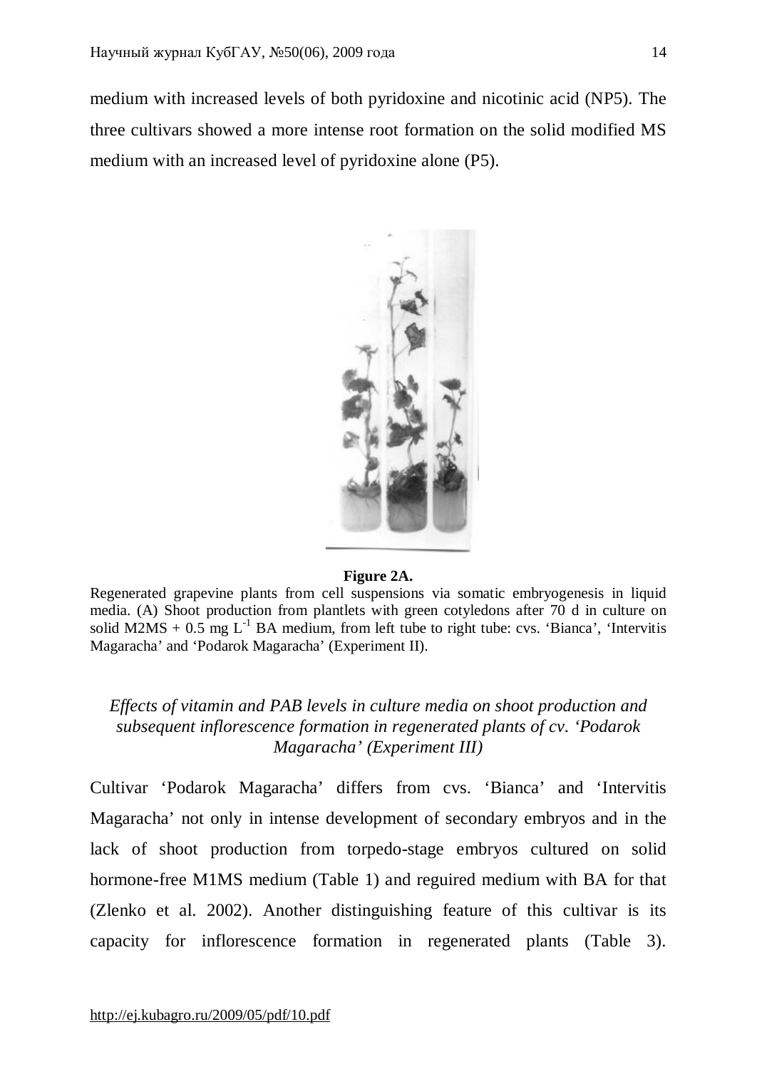medium with increased levels of both pyridoxine and nicotinic acid (NP5). The three cultivars showed a more intense root formation on the solid modified MS medium with an increased level of pyridoxine alone (P5).

**Figure 2A.**

Regenerated grapevine plants from cell suspensions via somatic embryogenesis in liquid media. (A) Shoot production from plantlets with green cotyledons after 70 d in culture on solid M2MS + 0.5 mg $L^{-1}$ BA medium, from left tube to right tube: cvs. 'Bianca', 'Intervitis Magaracha' and 'Podarok Magaracha' (Experiment II).

### *Effects of vitamin and PAB levels in culture media on shoot production and subsequent inflorescence formation in regenerated plants of cv. 'Podarok Magaracha' (Experiment III)*

Cultivar 'Podarok Magaracha' differs from cvs. 'Bianca' and 'Intervitis Magaracha' not only in intense development of secondary embryos and in the lack of shoot production from torpedo-stage embryos cultured on solid hormone-free M1MS medium (Table 1) and reguired medium with BA for that (Zlenko et al. 2002). Another distinguishing feature of this cultivar is its capacity for inflorescence formation in regenerated plants (Table 3).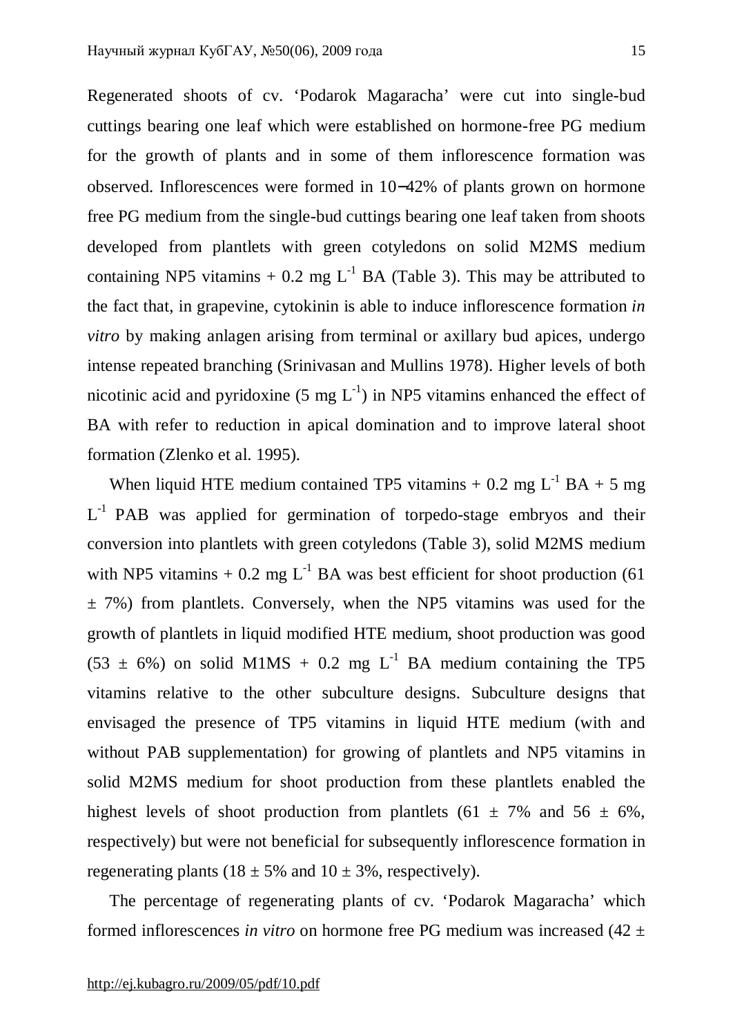Regenerated shoots of cv. 'Podarok Magaracha' were cut into single-bud cuttings bearing one leaf which were established on hormone-free PG medium for the growth of plants and in some of them inflorescence formation was observed. Inflorescences were formed in 10−42% of plants grown on hormone free PG medium from the single-bud cuttings bearing one leaf taken from shoots developed from plantlets with green cotyledons on solid M2MS medium containing NP5 vitamins + 0.2 mg $L^{-1}$ BA (Table 3). This may be attributed to the fact that, in grapevine, cytokinin is able to induce inflorescence formation *in vitro* by making anlagen arising from terminal or axillary bud apices, undergo intense repeated branching (Srinivasan and Mullins 1978). Higher levels of both nicotinic acid and pyridoxine (5 mg $L^{-1}$) in NP5 vitamins enhanced the effect of BA with refer to reduction in apical domination and to improve lateral shoot formation (Zlenko et al. 1995).

When liquid HTE medium contained TP5 vitamins + 0.2 mg $L^{-1}$ BA + 5 mg $L^{-1}$ PAB was applied for germination of torpedo-stage embryos and their conversion into plantlets with green cotyledons (Table 3), solid M2MS medium with NP5 vitamins + 0.2 mg $L^{-1}$ BA was best efficient for shoot production (61 ± 7%) from plantlets. Conversely, when the NP5 vitamins was used for the growth of plantlets in liquid modified HTE medium, shoot production was good (53 ± 6%) on solid M1MS + 0.2 mg $L^{-1}$ BA medium containing the TP5 vitamins relative to the other subculture designs. Subculture designs that envisaged the presence of TP5 vitamins in liquid HTE medium (with and without PAB supplementation) for growing of plantlets and NP5 vitamins in solid M2MS medium for shoot production from these plantlets enabled the highest levels of shoot production from plantlets (61 ± 7% and 56 ± 6%, respectively) but were not beneficial for subsequently inflorescence formation in regenerating plants (18 ± 5% and 10 ± 3%, respectively).

The percentage of regenerating plants of cv. 'Podarok Magaracha' which formed inflorescences *in vitro* on hormone free PG medium was increased (42 ±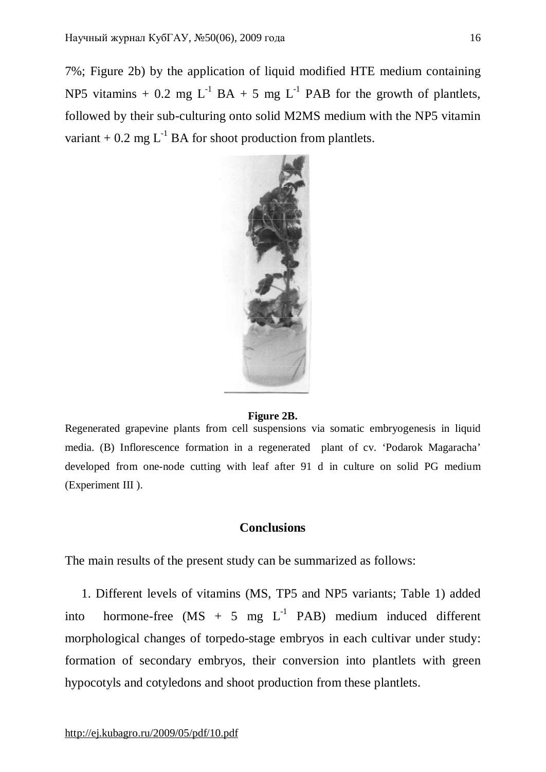7%; Figure 2b) by the application of liquid modified HTE medium containing NP5 vitamins + 0.2 mg $L^{-1}$ BA + 5 mg $L^{-1}$ PAB for the growth of plantlets, followed by their sub-culturing onto solid M2MS medium with the NP5 vitamin variant + 0.2 mg $L^{-1}$ BA for shoot production from plantlets.

**Figure 2B.**

Regenerated grapevine plants from cell suspensions via somatic embryogenesis in liquid media. (B) Inflorescence formation in a regenerated plant of cv. ‘Podarok Magaracha’ developed from one-node cutting with leaf after 91 d in culture on solid PG medium (Experiment III ).

## Conclusions

The main results of the present study can be summarized as follows:

1. Different levels of vitamins (MS, TP5 and NP5 variants; Table 1) added into hormone-free (MS + 5 mg $L^{-1}$ PAB) medium induced different morphological changes of torpedo-stage embryos in each cultivar under study: formation of secondary embryos, their conversion into plantlets with green hypocotyls and cotyledons and shoot production from these plantlets.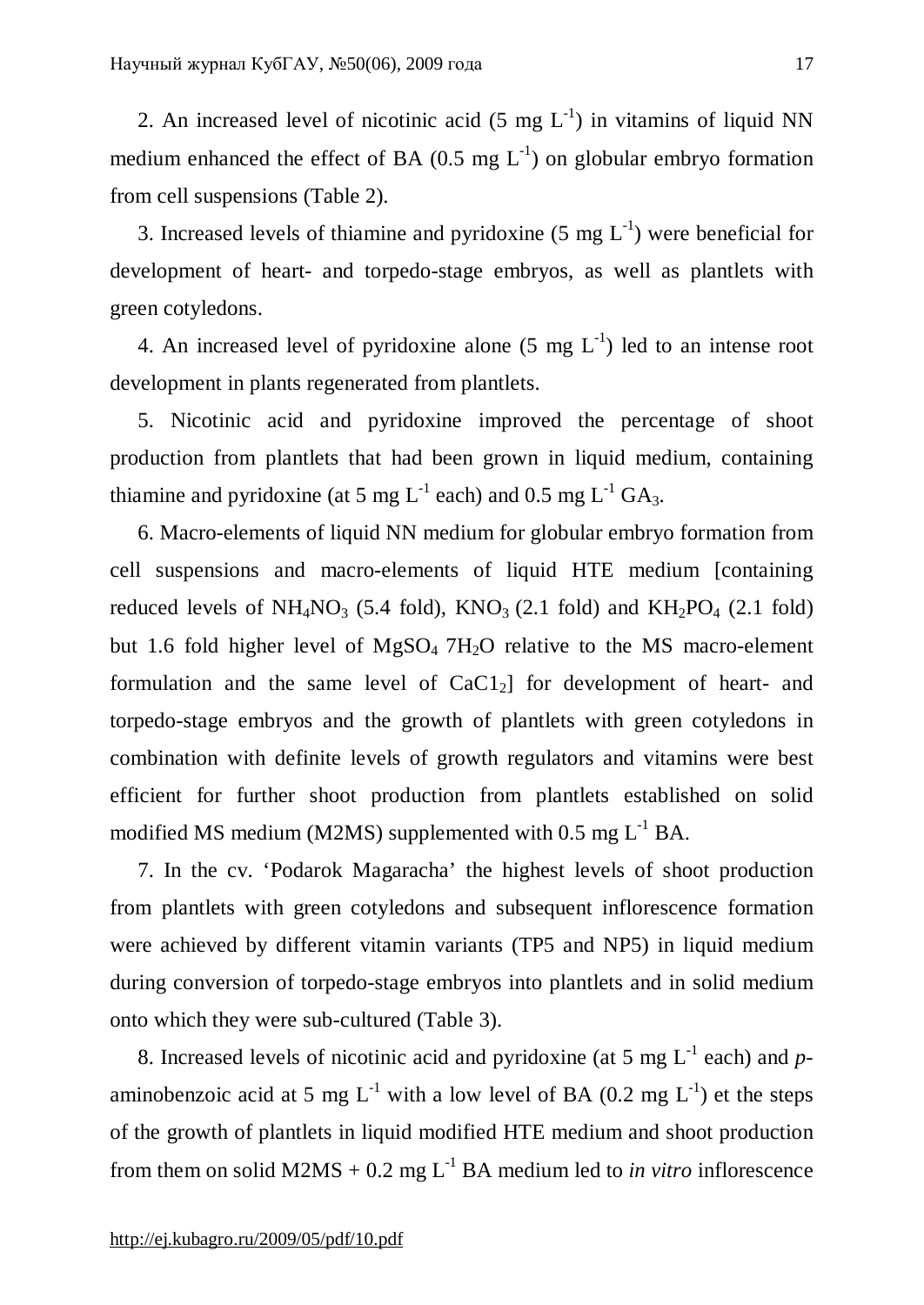2. An increased level of nicotinic acid (5 mg $L^{-1}$) in vitamins of liquid NN medium enhanced the effect of BA (0.5 mg $L^{-1}$) on globular embryo formation from cell suspensions (Table 2).

3. Increased levels of thiamine and pyridoxine (5 mg $L^{-1}$) were beneficial for development of heart- and torpedo-stage embryos, as well as plantlets with green cotyledons.

4. An increased level of pyridoxine alone (5 mg $L^{-1}$) led to an intense root development in plants regenerated from plantlets.

5. Nicotinic acid and pyridoxine improved the percentage of shoot production from plantlets that had been grown in liquid medium, containing thiamine and pyridoxine (at 5 mg $L^{-1}$ each) and 0.5 mg $L^{-1}$ $GA_3$.

6. Macro-elements of liquid NN medium for globular embryo formation from cell suspensions and macro-elements of liquid HTE medium [containing reduced levels of $NH_4NO_3$ (5.4 fold), $KNO_3$ (2.1 fold) and $KH_2PO_4$ (2.1 fold) but 1.6 fold higher level of $MgSO_4$ $7H_2O$ relative to the MS macro-element formulation and the same level of $CaC1_2$] for development of heart- and torpedo-stage embryos and the growth of plantlets with green cotyledons in combination with definite levels of growth regulators and vitamins were best efficient for further shoot production from plantlets established on solid modified MS medium (M2MS) supplemented with 0.5 mg $L^{-1}$ BA.

7. In the cv. 'Podarok Magaracha' the highest levels of shoot production from plantlets with green cotyledons and subsequent inflorescence formation were achieved by different vitamin variants (TP5 and NP5) in liquid medium during conversion of torpedo-stage embryos into plantlets and in solid medium onto which they were sub-cultured (Table 3).

8. Increased levels of nicotinic acid and pyridoxine (at 5 mg $L^{-1}$ each) and *p*-aminobenzoic acid at 5 mg $L^{-1}$ with a low level of BA (0.2 mg $L^{-1}$) et the steps of the growth of plantlets in liquid modified HTE medium and shoot production from them on solid M2MS + 0.2 mg $L^{-1}$ BA medium led to *in vitro* inflorescence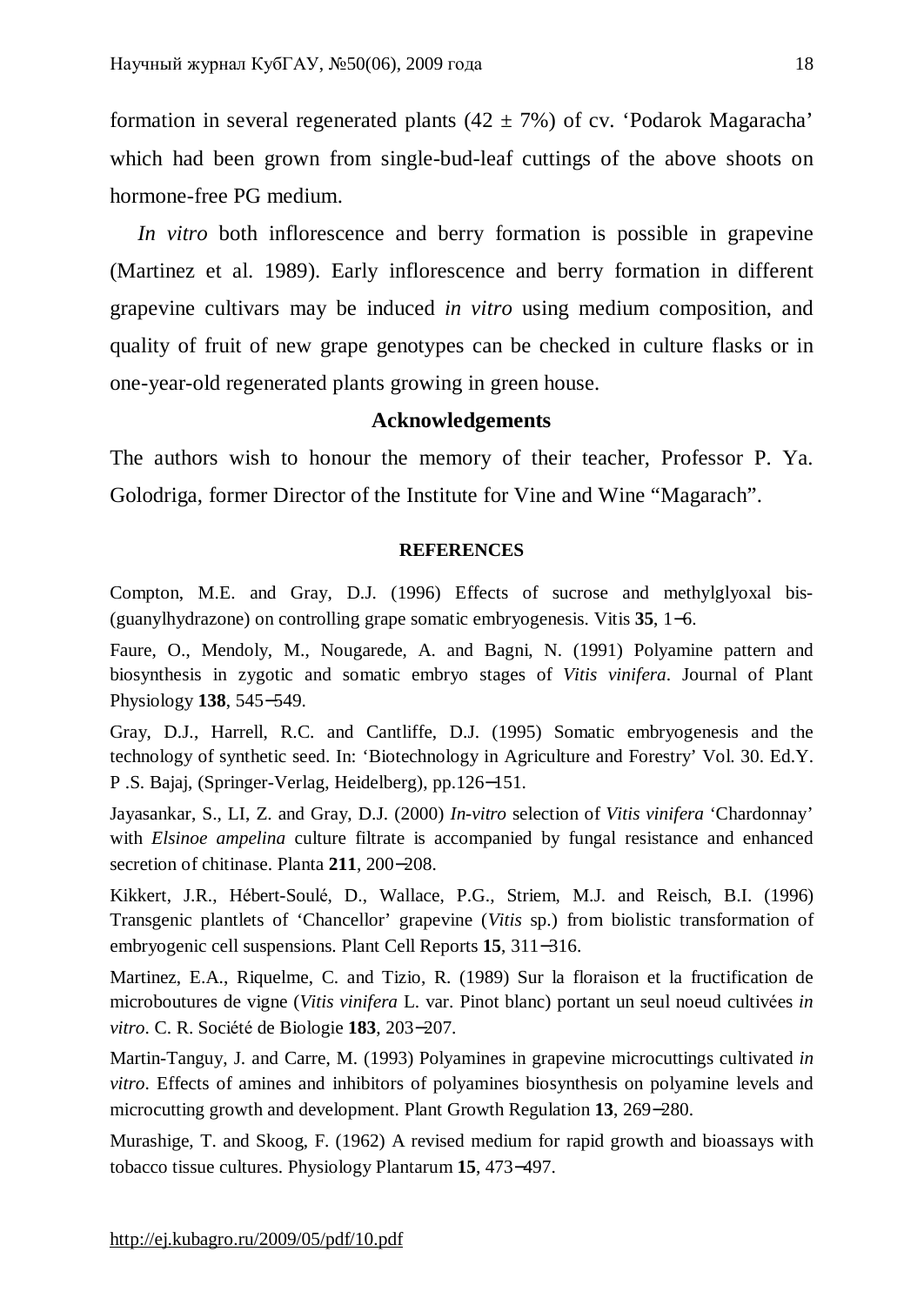formation in several regenerated plants (42 ± 7%) of cv. 'Podarok Magaracha' which had been grown from single-bud-leaf cuttings of the above shoots on hormone-free PG medium.

*In vitro* both inflorescence and berry formation is possible in grapevine (Martinez et al. 1989). Early inflorescence and berry formation in different grapevine cultivars may be induced *in vitro* using medium composition, and quality of fruit of new grape genotypes can be checked in culture flasks or in one-year-old regenerated plants growing in green house.

## Acknowledgements

The authors wish to honour the memory of their teacher, Professor P. Ya. Golodriga, former Director of the Institute for Vine and Wine "Magarach".

## REFERENCES

Compton, M.E. and Gray, D.J. (1996) Effects of sucrose and methylglyoxal bis-(guanylhydrazone) on controlling grape somatic embryogenesis. Vitis **35**, 1−6.

Faure, O., Mendoly, M., Nougarede, A. and Bagni, N. (1991) Polyamine pattern and biosynthesis in zygotic and somatic embryo stages of *Vitis vinifera*. Journal of Plant Physiology **138**, 545−549.

Gray, D.J., Harrell, R.C. and Cantliffe, D.J. (1995) Somatic embryogenesis and the technology of synthetic seed. In: 'Biotechnology in Agriculture and Forestry' Vol. 30. Ed.Y. P .S. Bajaj, (Springer-Verlag, Heidelberg), pp.126−151.

Jayasankar, S., LI, Z. and Gray, D.J. (2000) *In-vitro* selection of *Vitis vinifera* 'Chardonnay' with *Elsinoe ampelina* culture filtrate is accompanied by fungal resistance and enhanced secretion of chitinase. Planta **211**, 200−208.

Kikkert, J.R., Hébert-Soulé, D., Wallace, P.G., Striem, M.J. and Reisch, B.I. (1996) Transgenic plantlets of 'Chancellor' grapevine (*Vitis* sp.) from biolistic transformation of embryogenic cell suspensions. Plant Cell Reports **15**, 311−316.

Martinez, E.A., Riquelme, C. and Tizio, R. (1989) Sur la floraison et la fructification de microboutures de vigne (*Vitis vinifera* L. var. Pinot blanc) portant un seul noeud cultivées *in vitro*. C. R. Société de Biologie **183**, 203−207.

Martin-Tanguy, J. and Carre, M. (1993) Polyamines in grapevine microcuttings cultivated *in vitro*. Effects of amines and inhibitors of polyamines biosynthesis on polyamine levels and microcutting growth and development. Plant Growth Regulation **13**, 269−280.

Murashige, T. and Skoog, F. (1962) A revised medium for rapid growth and bioassays with tobacco tissue cultures. Physiology Plantarum **15**, 473−497.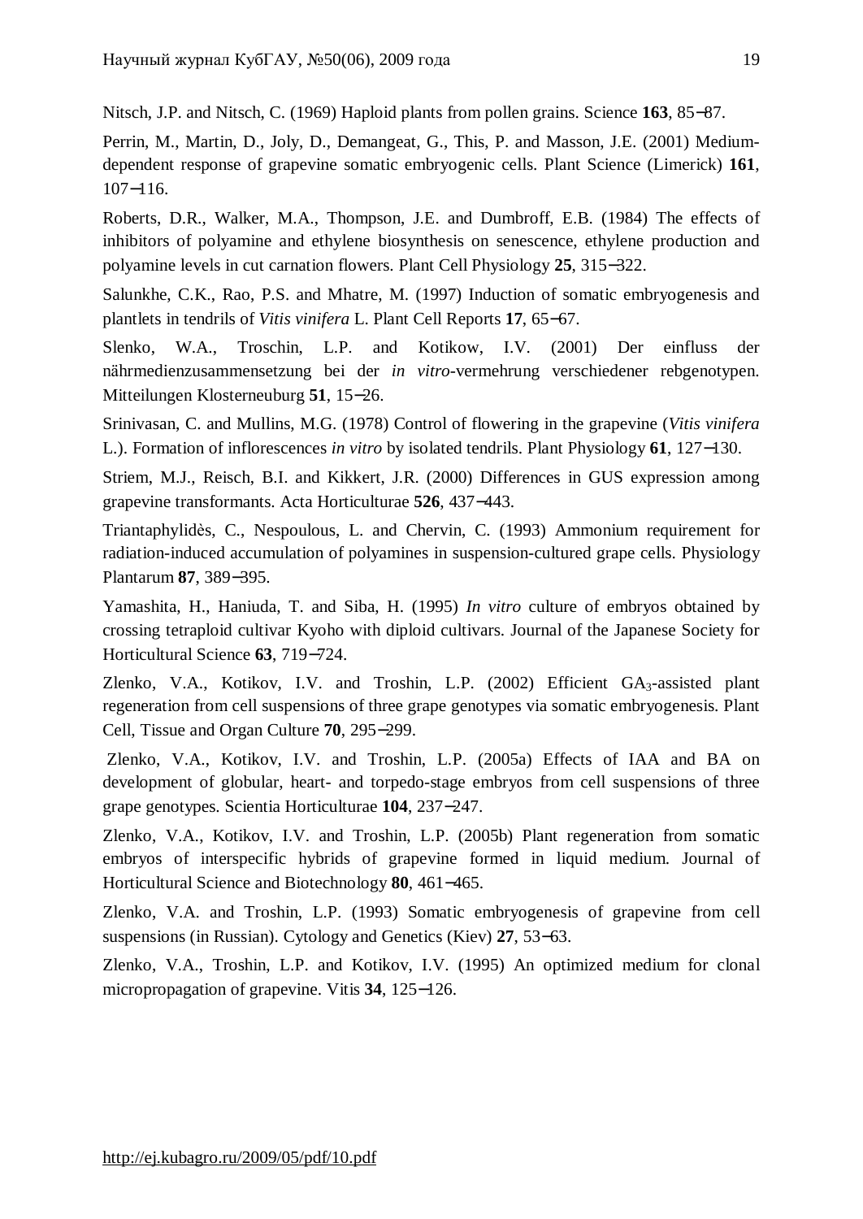Nitsch, J.P. and Nitsch, C. (1969) Haploid plants from pollen grains. Science **163**, 85−87.

Perrin, M., Martin, D., Joly, D., Demangeat, G., This, P. and Masson, J.E. (2001) Medium-dependent response of grapevine somatic embryogenic cells. Plant Science (Limerick) **161**, 107−116.

Roberts, D.R., Walker, M.A., Thompson, J.E. and Dumbroff, E.B. (1984) The effects of inhibitors of polyamine and ethylene biosynthesis on senescence, ethylene production and polyamine levels in cut carnation flowers. Plant Cell Physiology **25**, 315−322.

Salunkhe, C.K., Rao, P.S. and Mhatre, M. (1997) Induction of somatic embryogenesis and plantlets in tendrils of *Vitis vinifera* L. Plant Cell Reports **17**, 65−67.

Slenko, W.A., Troschin, L.P. and Kotikow, I.V. (2001) Der einfluss der nährmedienzusammensetzung bei der *in vitro*-vermehrung verschiedener rebgenotypen. Mitteilungen Klosterneuburg **51**, 15−26.

Srinivasan, C. and Mullins, M.G. (1978) Control of flowering in the grapevine (*Vitis vinifera* L.). Formation of inflorescences *in vitro* by isolated tendrils. Plant Physiology **61**, 127−130.

Striem, M.J., Reisch, B.I. and Kikkert, J.R. (2000) Differences in GUS expression among grapevine transformants. Acta Horticulturae **526**, 437−443.

Triantaphylidès, C., Nespoulous, L. and Chervin, C. (1993) Ammonium requirement for radiation-induced accumulation of polyamines in suspension-cultured grape cells. Physiology Plantarum **87**, 389−395.

Yamashita, H., Haniuda, T. and Siba, H. (1995) *In vitro* culture of embryos obtained by crossing tetraploid cultivar Kyoho with diploid cultivars. Journal of the Japanese Society for Horticultural Science **63**, 719−724.

Zlenko, V.A., Kotikov, I.V. and Troshin, L.P. (2002) Efficient $GA_3$-assisted plant regeneration from cell suspensions of three grape genotypes via somatic embryogenesis. Plant Cell, Tissue and Organ Culture **70**, 295−299.

Zlenko, V.A., Kotikov, I.V. and Troshin, L.P. (2005a) Effects of IAA and BA on development of globular, heart- and torpedo-stage embryos from cell suspensions of three grape genotypes. Scientia Horticulturae **104**, 237−247.

Zlenko, V.A., Kotikov, I.V. and Troshin, L.P. (2005b) Plant regeneration from somatic embryos of interspecific hybrids of grapevine formed in liquid medium. Journal of Horticultural Science and Biotechnology **80**, 461−465.

Zlenko, V.A. and Troshin, L.P. (1993) Somatic embryogenesis of grapevine from cell suspensions (in Russian). Cytology and Genetics (Kiev) **27**, 53−63.

Zlenko, V.A., Troshin, L.P. and Kotikov, I.V. (1995) An optimized medium for clonal micropropagation of grapevine. Vitis **34**, 125−126.